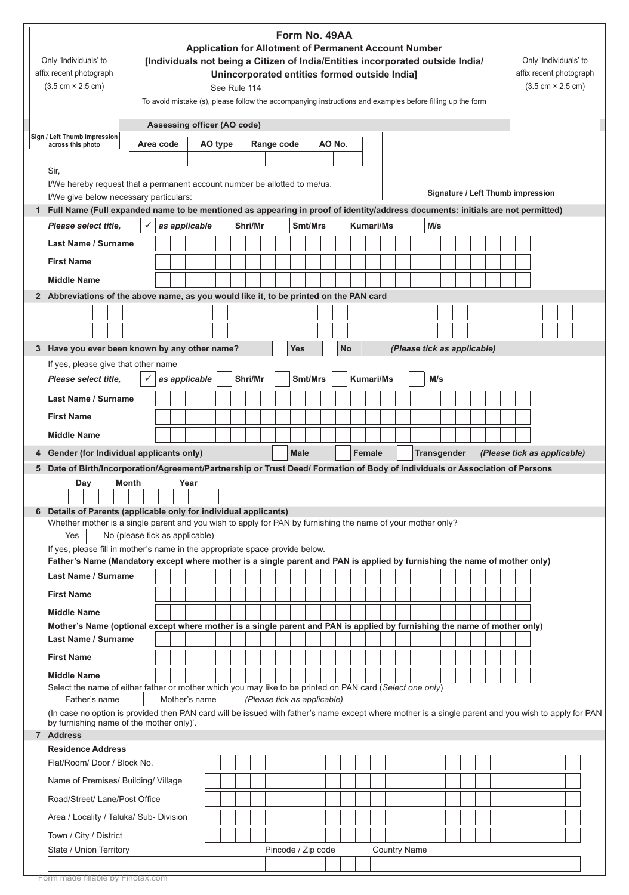Only 'Individuals' to affix recent photograph (3.5 cm × 2.5 cm)

# Form No. 49AA

## Application for Allotment of Permanent Account Number

## [Individuals not being a Citizen of India/Entities incorporated outside India/ Unincorporated entities formed outside India]

See Rule 114

To avoid mistake (s), please follow the accompanying instructions and examples before filling up the form

Only 'Individuals' to affix recent photograph (3.5 cm × 2.5 cm)

**Assessing officer (AO code)**

Sign / Left Thumb impression across this photo

| Area code | AO type | Range code | AO No. |
|---|---|---|---|
| | | | |

Sir,

I/We hereby request that a permanent account number be allotted to me/us.

I/We give below necessary particulars:

**Signature / Left Thumb impression**

**1 Full Name (Full expanded name to be mentioned as appearing in proof of identity/address documents: initials are not permitted)**

*Please select title,* ✓ *as applicable* Shri/Mr Smt/Mrs Kumari/Ms M/s

**Last Name / Surname**

**First Name**

**Middle Name**

**2 Abbreviations of the above name, as you would like it, to be printed on the PAN card**

**3 Have you ever been known by any other name?** Yes No *(Please tick as applicable)*

If yes, please give that other name

*Please select title,* ✓ *as applicable* Shri/Mr Smt/Mrs Kumari/Ms M/s

**Last Name / Surname**

**First Name**

**Middle Name**

**4 Gender (for Individual applicants only)** Male Female Transgender *(Please tick as applicable)*

**5 Date of Birth/Incorporation/Agreement/Partnership or Trust Deed/ Formation of Body of individuals or Association of Persons**

| Day | Month | Year |
|---|---|---|
| | | |

**6 Details of Parents (applicable only for individual applicants)**

Whether mother is a single parent and you wish to apply for PAN by furnishing the name of your mother only?

Yes No (please tick as applicable)

If yes, please fill in mother's name in the appropriate space provide below.

**Father's Name (Mandatory except where mother is a single parent and PAN is applied by furnishing the name of mother only)**

**Last Name / Surname**

**First Name**

**Middle Name**

**Mother's Name (optional except where mother is a single parent and PAN is applied by furnishing the name of mother only)**

**Last Name / Surname**

**First Name**

**Middle Name**

Select the name of either father or mother which you may like to be printed on PAN card (*Select one only*)

Father's name Mother's name *(Please tick as applicable)*

(In case no option is provided then PAN card will be issued with father's name except where mother is a single parent and you wish to apply for PAN by furnishing name of the mother only)'.

**7 Address**

**Residence Address**

Flat/Room/ Door / Block No.

Name of Premises/ Building/ Village

Road/Street/ Lane/Post Office

Area / Locality / Taluka/ Sub- Division

Town / City / District

State / Union Territory | Pincode / Zip code | Country Name

Form made fillable by Finotax.com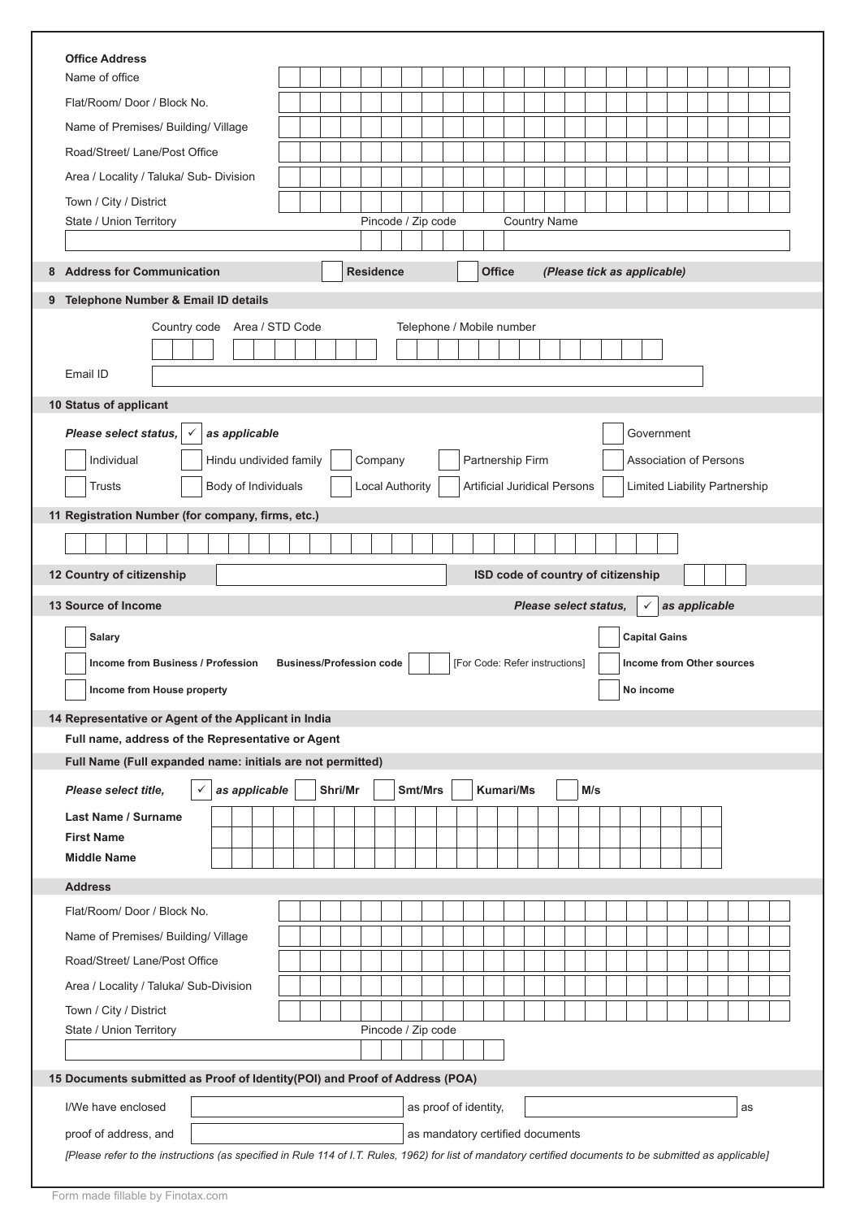**Office Address**

Name of office

Flat/Room/ Door / Block No.

Name of Premises/ Building/ Village

Road/Street/ Lane/Post Office

Area / Locality / Taluka/ Sub- Division

Town / City / District

State / Union Territory | Pincode / Zip code | Country Name

## 8 Address for Communication

☐ Residence ☐ Office *(Please tick as applicable)*

## 9 Telephone Number & Email ID details

Country code | Area / STD Code | Telephone / Mobile number

Email ID

## 10 Status of applicant

*Please select status,* ✓ *as applicable*

☐ Government

☐ Individual ☐ Hindu undivided family ☐ Company ☐ Partnership Firm ☐ Association of Persons

☐ Trusts ☐ Body of Individuals ☐ Local Authority ☐ Artificial Juridical Persons ☐ Limited Liability Partnership

## 11 Registration Number (for company, firms, etc.)

## 12 Country of citizenship

**ISD code of country of citizenship**

## 13 Source of Income

*Please select status,* ✓ *as applicable*

☐ **Salary**

☐ **Capital Gains**

☐ **Income from Business / Profession** **Business/Profession code** [For Code: Refer instructions]

☐ **Income from Other sources**

☐ **Income from House property**

☐ **No income**

## 14 Representative or Agent of the Applicant in India

**Full name, address of the Representative or Agent**

**Full Name (Full expanded name: initials are not permitted)**

*Please select title,* ✓ *as applicable* ☐ **Shri/Mr** ☐ **Smt/Mrs** ☐ **Kumari/Ms** ☐ **M/s**

**Last Name / Surname**

**First Name**

**Middle Name**

**Address**

Flat/Room/ Door / Block No.

Name of Premises/ Building/ Village

Road/Street/ Lane/Post Office

Area / Locality / Taluka/ Sub-Division

Town / City / District

State / Union Territory | Pincode / Zip code

## 15 Documents submitted as Proof of Identity(POI) and Proof of Address (POA)

I/We have enclosed ________ as proof of identity, ________ as proof of address, and ________ as mandatory certified documents

*[Please refer to the instructions (as specified in Rule 114 of I.T. Rules, 1962) for list of mandatory certified documents to be submitted as applicable]*

Form made fillable by Finotax.com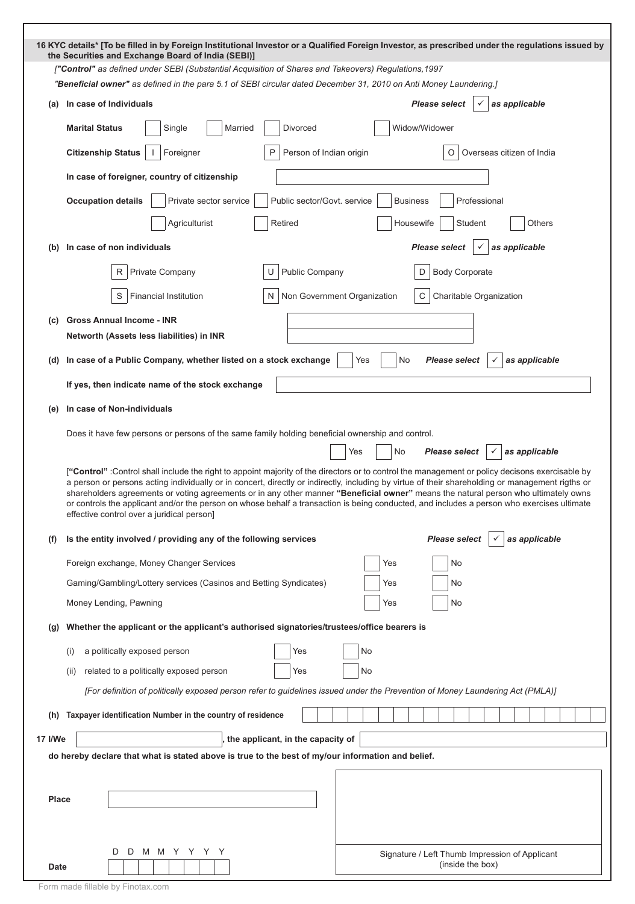**16 KYC details* [To be filled in by Foreign Institutional Investor or a Qualified Foreign Investor, as prescribed under the regulations issued by the Securities and Exchange Board of India (SEBI)]**

*["**Control**" as defined under SEBI (Substantial Acquisition of Shares and Takeovers) Regulations,1997*

*"**Beneficial owner**" as defined in the para 5.1 of SEBI circular dated December 31, 2010 on Anti Money Laundering.]*

**(a) In case of Individuals** — ***Please select ✓ as applicable***

**Marital Status** ☐ Single ☐ Married ☐ Divorced ☐ Widow/Widower

**Citizenship Status** [I] Foreigner [P] Person of Indian origin [O] Overseas citizen of India

**In case of foreigner, country of citizenship** ____________

**Occupation details** ☐ Private sector service ☐ Public sector/Govt. service ☐ Business ☐ Professional ☐ Agriculturist ☐ Retired ☐ Housewife ☐ Student ☐ Others

**(b) In case of non individuals** — ***Please select ✓ as applicable***

[R] Private Company [U] Public Company [D] Body Corporate

[S] Financial Institution [N] Non Government Organization [C] Charitable Organization

**(c) Gross Annual Income - INR** ____________

**Networth (Assets less liabilities) in INR** ____________

**(d) In case of a Public Company, whether listed on a stock exchange** ☐ Yes ☐ No ***Please select ✓ as applicable***

**If yes, then indicate name of the stock exchange** ____________

**(e) In case of Non-individuals**

Does it have few persons or persons of the same family holding beneficial ownership and control.

☐ Yes ☐ No ***Please select ✓ as applicable***

[**"Control"** :Control shall include the right to appoint majority of the directors or to control the management or policy decisons exercisable by a person or persons acting individually or in concert, directly or indirectly, including by virtue of their shareholding or management rigths or shareholders agreements or voting agreements or in any other manner **"Beneficial owner"** means the natural person who ultimately owns or controls the applicant and/or the person on whose behalf a transaction is being conducted, and includes a person who exercises ultimate effective control over a juridical person]

**(f) Is the entity involved / providing any of the following services** — ***Please select ✓ as applicable***

| | | |
|---|---|---|
| Foreign exchange, Money Changer Services | ☐ Yes | ☐ No |
| Gaming/Gambling/Lottery services (Casinos and Betting Syndicates) | ☐ Yes | ☐ No |
| Money Lending, Pawning | ☐ Yes | ☐ No |

**(g) Whether the applicant or the applicant's authorised signatories/trustees/office bearers is**

(i) a politically exposed person ☐ Yes ☐ No

(ii) related to a politically exposed person ☐ Yes ☐ No

*[For definition of politically exposed person refer to guidelines issued under the Prevention of Money Laundering Act (PMLA)]*

**(h) Taxpayer identification Number in the country of residence** ____________

**17 I/We** ____________**, the applicant, in the capacity of** ____________

**do hereby declare that what is stated above is true to the best of my/our information and belief.**

**Place** ____________

**Date** D D M M Y Y Y Y

Signature / Left Thumb Impression of Applicant (inside the box)

Form made fillable by Finotax.com